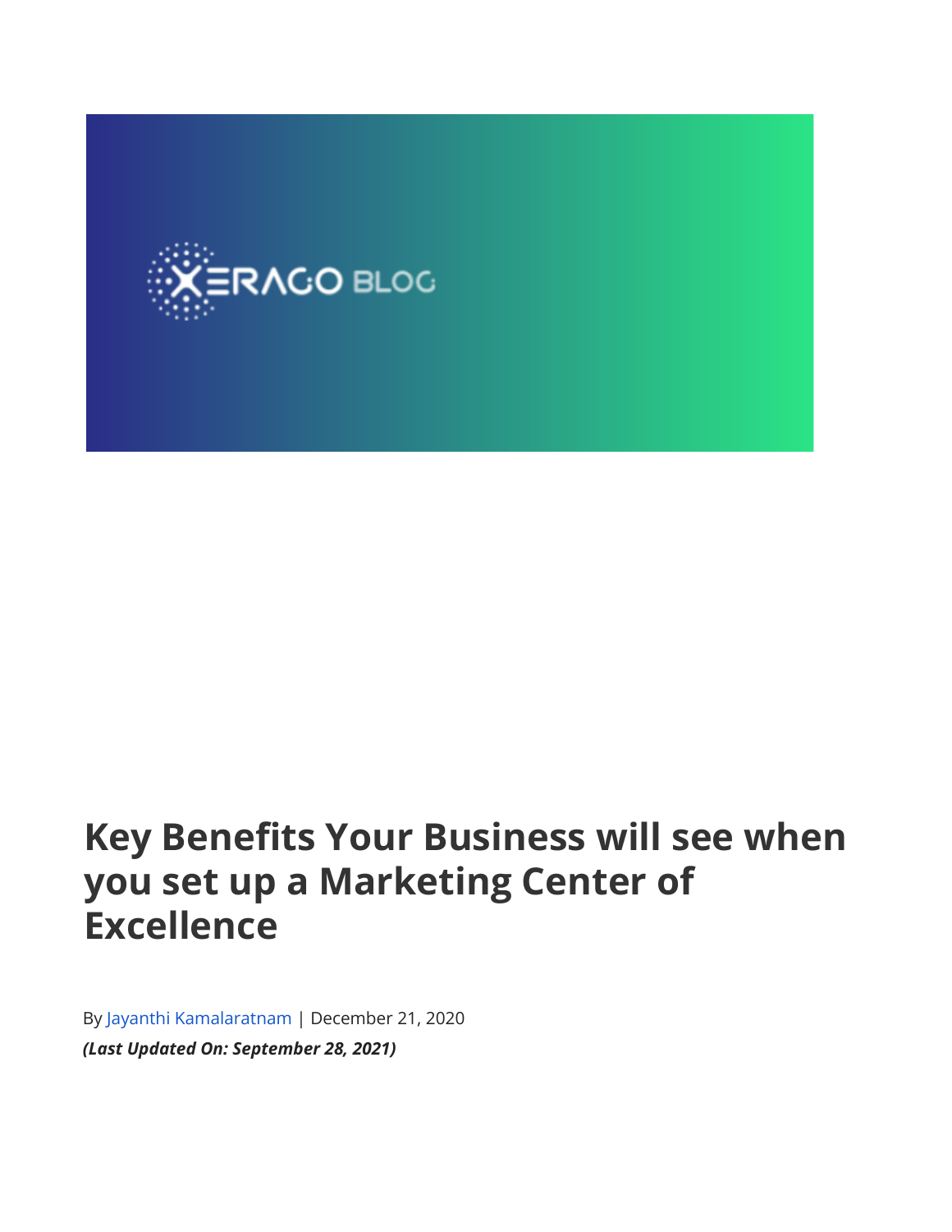# Key Benefits Your Business will see when you set up a Marketing Center of Excellence

By Jayanthi Kamalaratnam | December 21, 2020

***(Last Updated On: September 28, 2021)***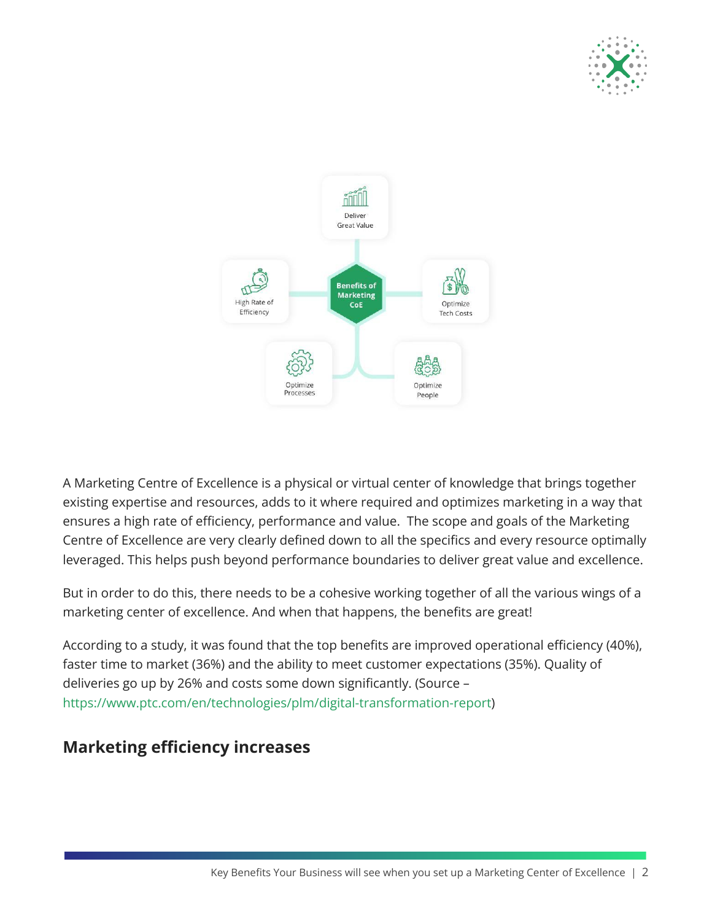Benefits of Marketing CoE

- Deliver Great Value
- High Rate of Efficiency
- Optimize Tech Costs
- Optimize Processes
- Optimize People

A Marketing Centre of Excellence is a physical or virtual center of knowledge that brings together existing expertise and resources, adds to it where required and optimizes marketing in a way that ensures a high rate of efficiency, performance and value. The scope and goals of the Marketing Centre of Excellence are very clearly defined down to all the specifics and every resource optimally leveraged. This helps push beyond performance boundaries to deliver great value and excellence.

But in order to do this, there needs to be a cohesive working together of all the various wings of a marketing center of excellence. And when that happens, the benefits are great!

According to a study, it was found that the top benefits are improved operational efficiency (40%), faster time to market (36%) and the ability to meet customer expectations (35%). Quality of deliveries go up by 26% and costs some down significantly. (Source – https://www.ptc.com/en/technologies/plm/digital-transformation-report)

## Marketing efficiency increases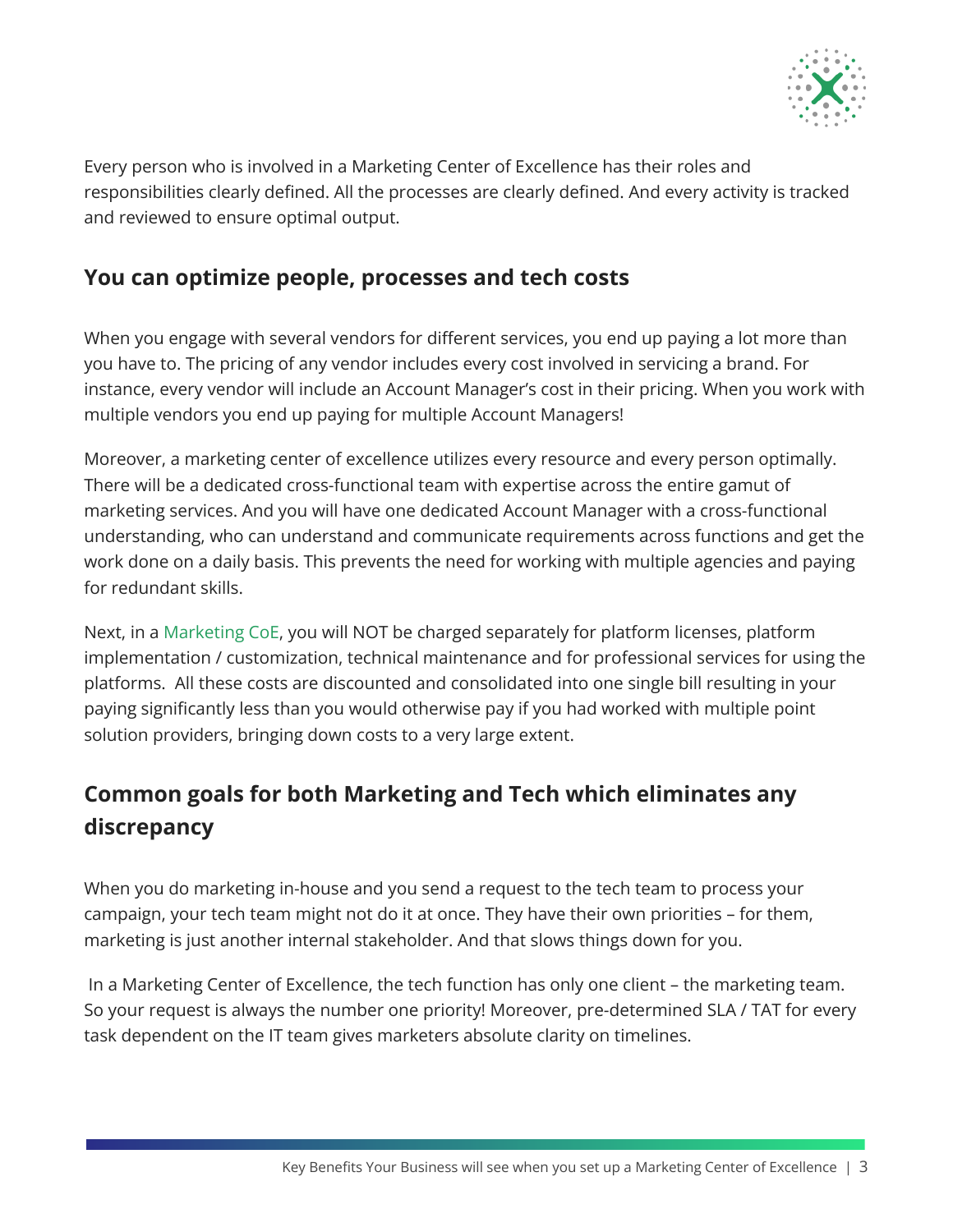Every person who is involved in a Marketing Center of Excellence has their roles and responsibilities clearly defined. All the processes are clearly defined. And every activity is tracked and reviewed to ensure optimal output.

## You can optimize people, processes and tech costs

When you engage with several vendors for different services, you end up paying a lot more than you have to. The pricing of any vendor includes every cost involved in servicing a brand. For instance, every vendor will include an Account Manager's cost in their pricing. When you work with multiple vendors you end up paying for multiple Account Managers!

Moreover, a marketing center of excellence utilizes every resource and every person optimally. There will be a dedicated cross-functional team with expertise across the entire gamut of marketing services. And you will have one dedicated Account Manager with a cross-functional understanding, who can understand and communicate requirements across functions and get the work done on a daily basis. This prevents the need for working with multiple agencies and paying for redundant skills.

Next, in a Marketing CoE, you will NOT be charged separately for platform licenses, platform implementation / customization, technical maintenance and for professional services for using the platforms. All these costs are discounted and consolidated into one single bill resulting in your paying significantly less than you would otherwise pay if you had worked with multiple point solution providers, bringing down costs to a very large extent.

## Common goals for both Marketing and Tech which eliminates any discrepancy

When you do marketing in-house and you send a request to the tech team to process your campaign, your tech team might not do it at once. They have their own priorities – for them, marketing is just another internal stakeholder. And that slows things down for you.

In a Marketing Center of Excellence, the tech function has only one client – the marketing team. So your request is always the number one priority! Moreover, pre-determined SLA / TAT for every task dependent on the IT team gives marketers absolute clarity on timelines.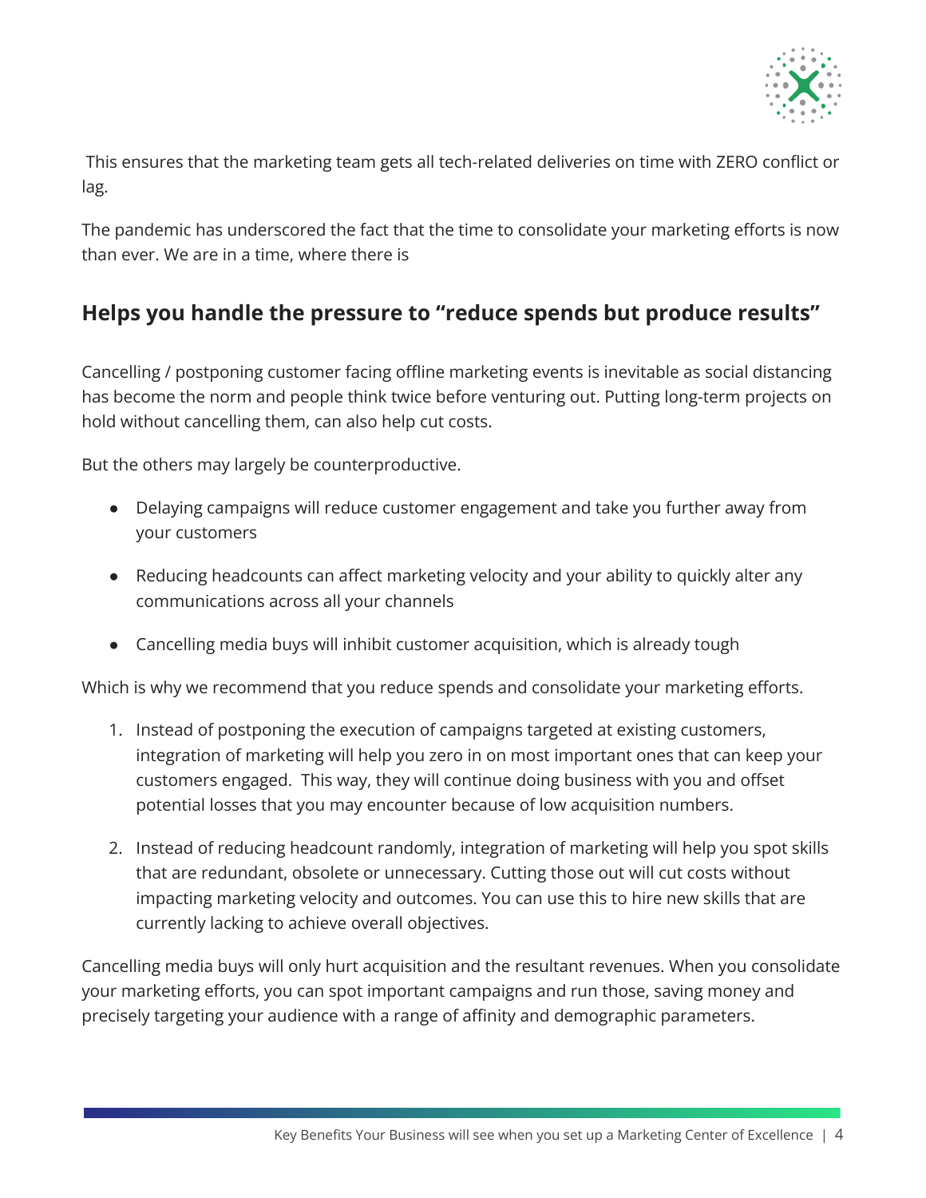This ensures that the marketing team gets all tech-related deliveries on time with ZERO conflict or lag.

The pandemic has underscored the fact that the time to consolidate your marketing efforts is now than ever. We are in a time, where there is

## Helps you handle the pressure to "reduce spends but produce results"

Cancelling / postponing customer facing offline marketing events is inevitable as social distancing has become the norm and people think twice before venturing out. Putting long-term projects on hold without cancelling them, can also help cut costs.

But the others may largely be counterproductive.

- Delaying campaigns will reduce customer engagement and take you further away from your customers
- Reducing headcounts can affect marketing velocity and your ability to quickly alter any communications across all your channels
- Cancelling media buys will inhibit customer acquisition, which is already tough

Which is why we recommend that you reduce spends and consolidate your marketing efforts.

1. Instead of postponing the execution of campaigns targeted at existing customers, integration of marketing will help you zero in on most important ones that can keep your customers engaged. This way, they will continue doing business with you and offset potential losses that you may encounter because of low acquisition numbers.
2. Instead of reducing headcount randomly, integration of marketing will help you spot skills that are redundant, obsolete or unnecessary. Cutting those out will cut costs without impacting marketing velocity and outcomes. You can use this to hire new skills that are currently lacking to achieve overall objectives.

Cancelling media buys will only hurt acquisition and the resultant revenues. When you consolidate your marketing efforts, you can spot important campaigns and run those, saving money and precisely targeting your audience with a range of affinity and demographic parameters.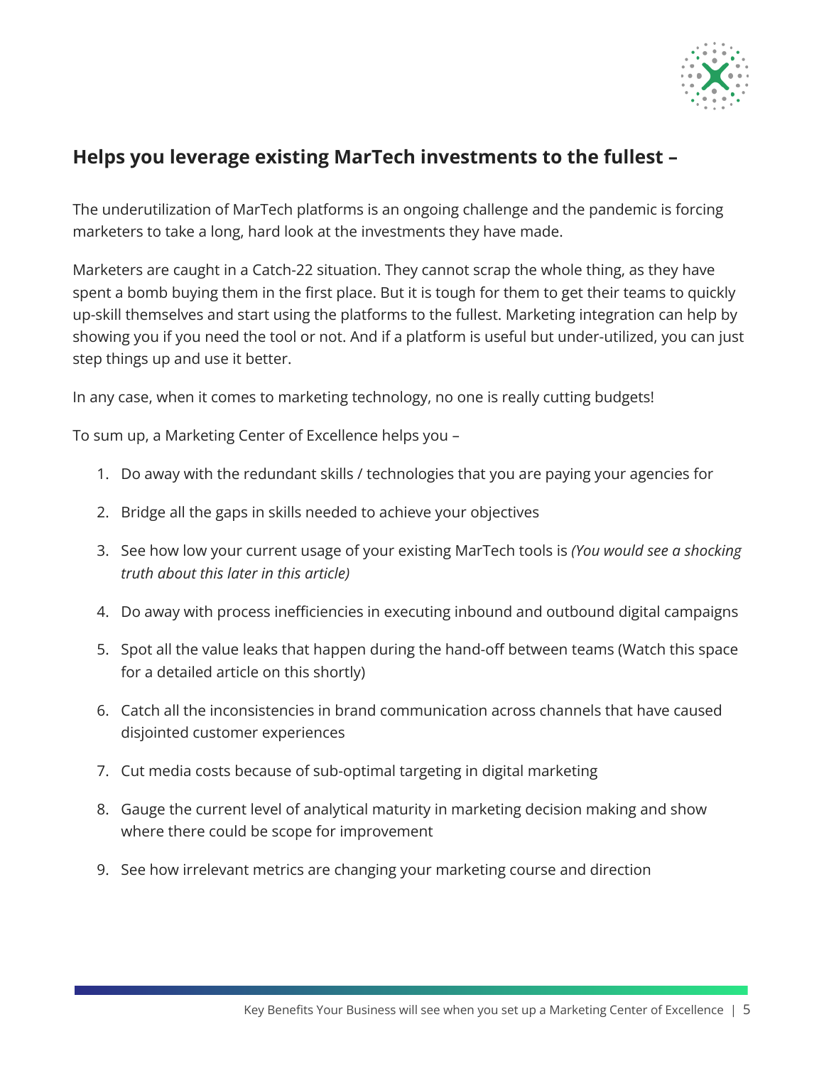## Helps you leverage existing MarTech investments to the fullest –

The underutilization of MarTech platforms is an ongoing challenge and the pandemic is forcing marketers to take a long, hard look at the investments they have made.

Marketers are caught in a Catch-22 situation. They cannot scrap the whole thing, as they have spent a bomb buying them in the first place. But it is tough for them to get their teams to quickly up-skill themselves and start using the platforms to the fullest. Marketing integration can help by showing you if you need the tool or not. And if a platform is useful but under-utilized, you can just step things up and use it better.

In any case, when it comes to marketing technology, no one is really cutting budgets!

To sum up, a Marketing Center of Excellence helps you –

1. Do away with the redundant skills / technologies that you are paying your agencies for
2. Bridge all the gaps in skills needed to achieve your objectives
3. See how low your current usage of your existing MarTech tools is *(You would see a shocking truth about this later in this article)*
4. Do away with process inefficiencies in executing inbound and outbound digital campaigns
5. Spot all the value leaks that happen during the hand-off between teams (Watch this space for a detailed article on this shortly)
6. Catch all the inconsistencies in brand communication across channels that have caused disjointed customer experiences
7. Cut media costs because of sub-optimal targeting in digital marketing
8. Gauge the current level of analytical maturity in marketing decision making and show where there could be scope for improvement
9. See how irrelevant metrics are changing your marketing course and direction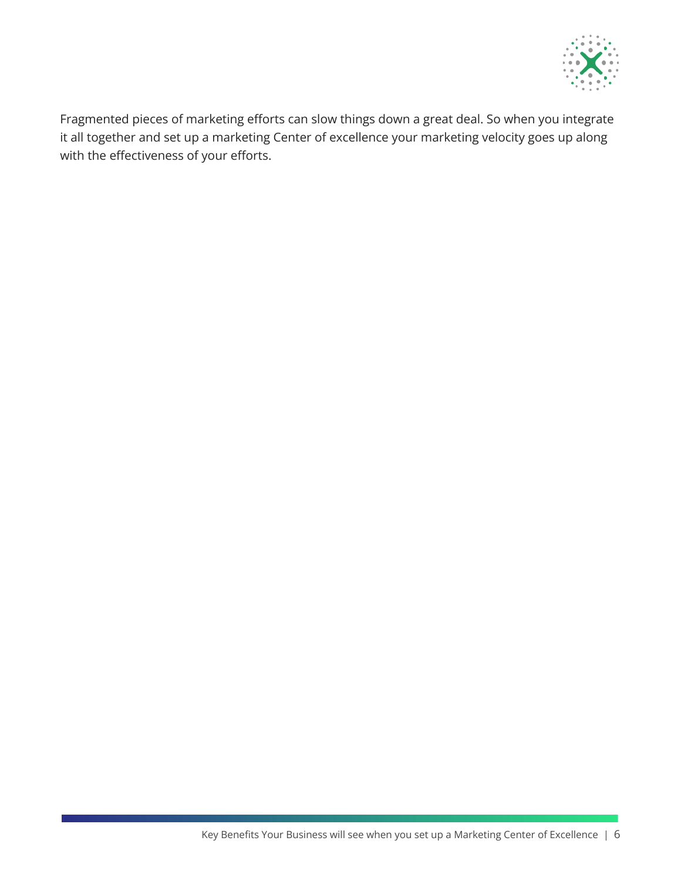Fragmented pieces of marketing efforts can slow things down a great deal. So when you integrate it all together and set up a marketing Center of excellence your marketing velocity goes up along with the effectiveness of your efforts.